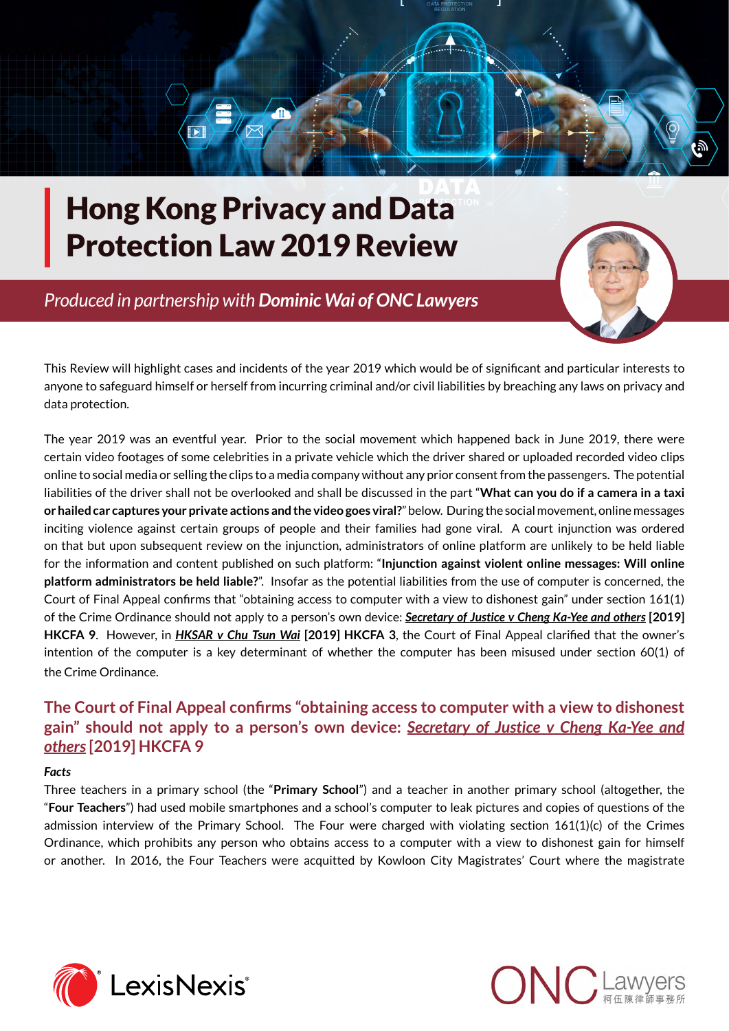# Hong Kong Privacy and Data Protection Law 2019 Review

*Produced in partnership with **Dominic Wai of ONC Lawyers***

This Review will highlight cases and incidents of the year 2019 which would be of significant and particular interests to anyone to safeguard himself or herself from incurring criminal and/or civil liabilities by breaching any laws on privacy and data protection.

The year 2019 was an eventful year. Prior to the social movement which happened back in June 2019, there were certain video footages of some celebrities in a private vehicle which the driver shared or uploaded recorded video clips online to social media or selling the clips to a media company without any prior consent from the passengers. The potential liabilities of the driver shall not be overlooked and shall be discussed in the part "**What can you do if a camera in a taxi or hailed car captures your private actions and the video goes viral?**" below. During the social movement, online messages inciting violence against certain groups of people and their families had gone viral. A court injunction was ordered on that but upon subsequent review on the injunction, administrators of online platform are unlikely to be held liable for the information and content published on such platform: "**Injunction against violent online messages: Will online platform administrators be held liable?**". Insofar as the potential liabilities from the use of computer is concerned, the Court of Final Appeal confirms that "obtaining access to computer with a view to dishonest gain" under section 161(1) of the Crime Ordinance should not apply to a person's own device: ***Secretary of Justice v Cheng Ka-Yee and others*** **[2019] HKCFA 9**. However, in ***HKSAR v Chu Tsun Wai*** **[2019] HKCFA 3**, the Court of Final Appeal clarified that the owner's intention of the computer is a key determinant of whether the computer has been misused under section 60(1) of the Crime Ordinance.

## The Court of Final Appeal confirms "obtaining access to computer with a view to dishonest gain" should not apply to a person's own device: *Secretary of Justice v Cheng Ka-Yee and others* [2019] HKCFA 9

***Facts***

Three teachers in a primary school (the "**Primary School**") and a teacher in another primary school (altogether, the "**Four Teachers**") had used mobile smartphones and a school's computer to leak pictures and copies of questions of the admission interview of the Primary School. The Four were charged with violating section 161(1)(c) of the Crimes Ordinance, which prohibits any person who obtains access to a computer with a view to dishonest gain for himself or another. In 2016, the Four Teachers were acquitted by Kowloon City Magistrates' Court where the magistrate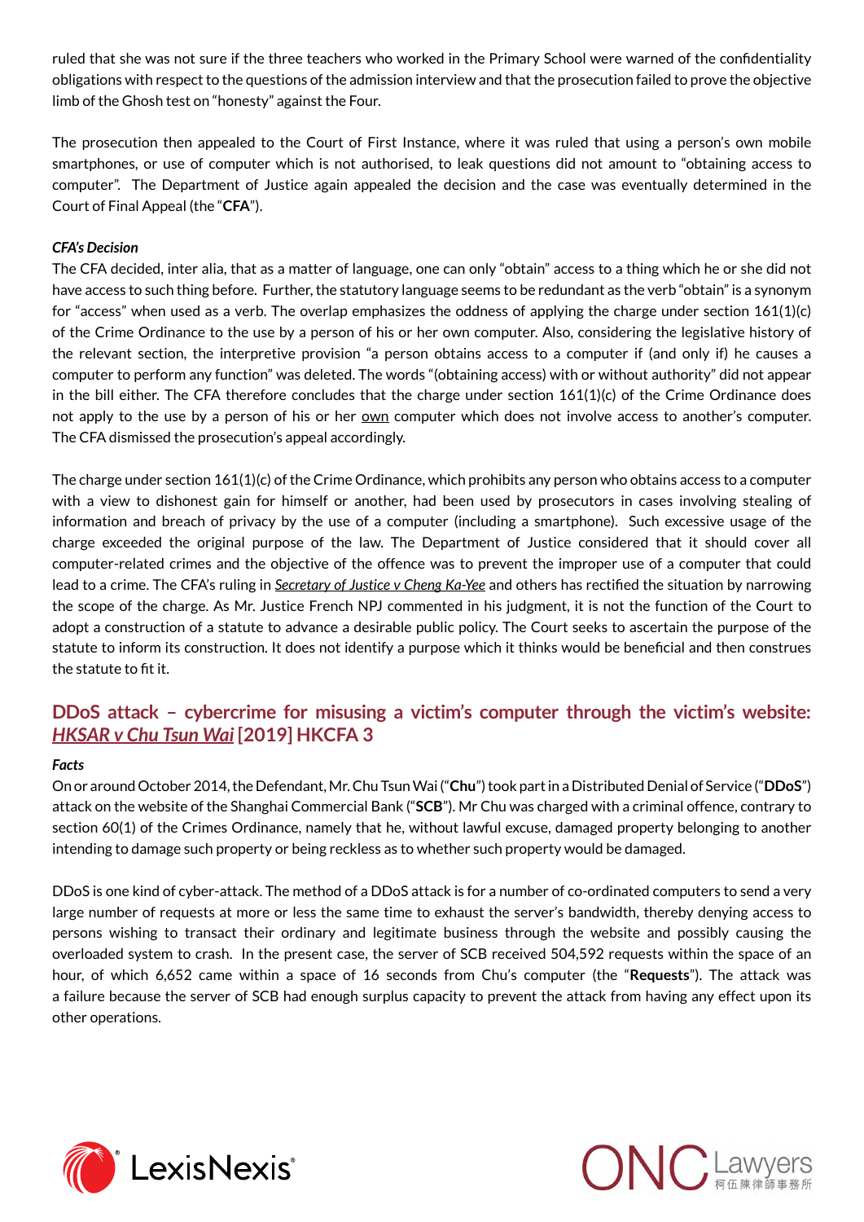ruled that she was not sure if the three teachers who worked in the Primary School were warned of the confidentiality obligations with respect to the questions of the admission interview and that the prosecution failed to prove the objective limb of the Ghosh test on "honesty" against the Four.

The prosecution then appealed to the Court of First Instance, where it was ruled that using a person's own mobile smartphones, or use of computer which is not authorised, to leak questions did not amount to "obtaining access to computer". The Department of Justice again appealed the decision and the case was eventually determined in the Court of Final Appeal (the "**CFA**").

***CFA's Decision***

The CFA decided, inter alia, that as a matter of language, one can only "obtain" access to a thing which he or she did not have access to such thing before. Further, the statutory language seems to be redundant as the verb "obtain" is a synonym for "access" when used as a verb. The overlap emphasizes the oddness of applying the charge under section 161(1)(c) of the Crime Ordinance to the use by a person of his or her own computer. Also, considering the legislative history of the relevant section, the interpretive provision "a person obtains access to a computer if (and only if) he causes a computer to perform any function" was deleted. The words "(obtaining access) with or without authority" did not appear in the bill either. The CFA therefore concludes that the charge under section 161(1)(c) of the Crime Ordinance does not apply to the use by a person of his or her <u>own</u> computer which does not involve access to another's computer. The CFA dismissed the prosecution's appeal accordingly.

The charge under section 161(1)(c) of the Crime Ordinance, which prohibits any person who obtains access to a computer with a view to dishonest gain for himself or another, had been used by prosecutors in cases involving stealing of information and breach of privacy by the use of a computer (including a smartphone). Such excessive usage of the charge exceeded the original purpose of the law. The Department of Justice considered that it should cover all computer-related crimes and the objective of the offence was to prevent the improper use of a computer that could lead to a crime. The CFA's ruling in *<u>Secretary of Justice v Cheng Ka-Yee</u>* and others has rectified the situation by narrowing the scope of the charge. As Mr. Justice French NPJ commented in his judgment, it is not the function of the Court to adopt a construction of a statute to advance a desirable public policy. The Court seeks to ascertain the purpose of the statute to inform its construction. It does not identify a purpose which it thinks would be beneficial and then construes the statute to fit it.

## DDoS attack – cybercrime for misusing a victim's computer through the victim's website: *<u>HKSAR v Chu Tsun Wai</u>* [2019] HKCFA 3

***Facts***

On or around October 2014, the Defendant, Mr. Chu Tsun Wai ("**Chu**") took part in a Distributed Denial of Service ("**DDoS**") attack on the website of the Shanghai Commercial Bank ("**SCB**"). Mr Chu was charged with a criminal offence, contrary to section 60(1) of the Crimes Ordinance, namely that he, without lawful excuse, damaged property belonging to another intending to damage such property or being reckless as to whether such property would be damaged.

DDoS is one kind of cyber-attack. The method of a DDoS attack is for a number of co-ordinated computers to send a very large number of requests at more or less the same time to exhaust the server's bandwidth, thereby denying access to persons wishing to transact their ordinary and legitimate business through the website and possibly causing the overloaded system to crash. In the present case, the server of SCB received 504,592 requests within the space of an hour, of which 6,652 came within a space of 16 seconds from Chu's computer (the "**Requests**"). The attack was a failure because the server of SCB had enough surplus capacity to prevent the attack from having any effect upon its other operations.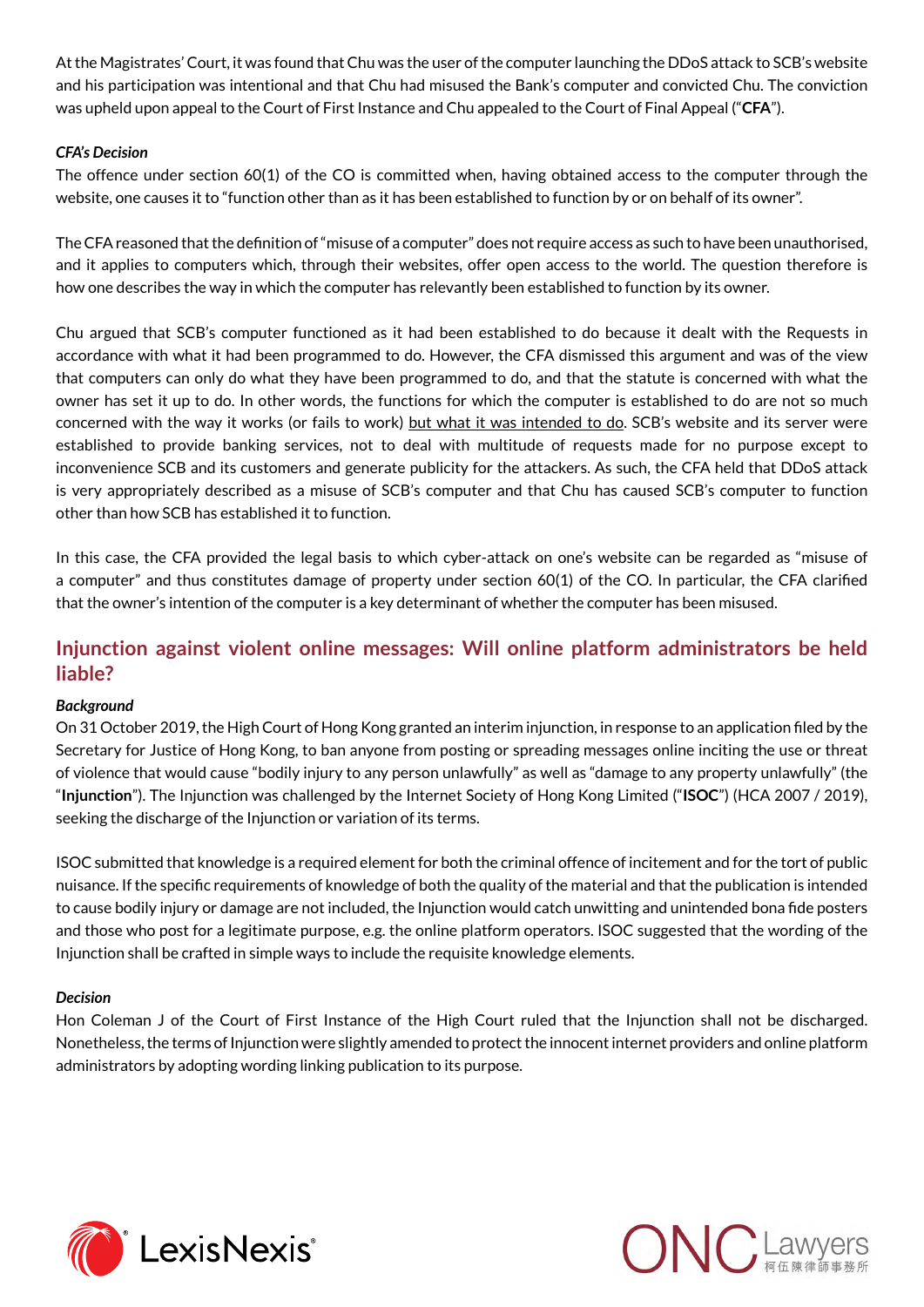At the Magistrates' Court, it was found that Chu was the user of the computer launching the DDoS attack to SCB's website and his participation was intentional and that Chu had misused the Bank's computer and convicted Chu. The conviction was upheld upon appeal to the Court of First Instance and Chu appealed to the Court of Final Appeal ("**CFA**").

***CFA's Decision***

The offence under section 60(1) of the CO is committed when, having obtained access to the computer through the website, one causes it to "function other than as it has been established to function by or on behalf of its owner".

The CFA reasoned that the definition of "misuse of a computer" does not require access as such to have been unauthorised, and it applies to computers which, through their websites, offer open access to the world. The question therefore is how one describes the way in which the computer has relevantly been established to function by its owner.

Chu argued that SCB's computer functioned as it had been established to do because it dealt with the Requests in accordance with what it had been programmed to do. However, the CFA dismissed this argument and was of the view that computers can only do what they have been programmed to do, and that the statute is concerned with what the owner has set it up to do. In other words, the functions for which the computer is established to do are not so much concerned with the way it works (or fails to work) <u>but what it was intended to do</u>. SCB's website and its server were established to provide banking services, not to deal with multitude of requests made for no purpose except to inconvenience SCB and its customers and generate publicity for the attackers. As such, the CFA held that DDoS attack is very appropriately described as a misuse of SCB's computer and that Chu has caused SCB's computer to function other than how SCB has established it to function.

In this case, the CFA provided the legal basis to which cyber-attack on one's website can be regarded as "misuse of a computer" and thus constitutes damage of property under section 60(1) of the CO. In particular, the CFA clarified that the owner's intention of the computer is a key determinant of whether the computer has been misused.

## Injunction against violent online messages: Will online platform administrators be held liable?

***Background***

On 31 October 2019, the High Court of Hong Kong granted an interim injunction, in response to an application filed by the Secretary for Justice of Hong Kong, to ban anyone from posting or spreading messages online inciting the use or threat of violence that would cause "bodily injury to any person unlawfully" as well as "damage to any property unlawfully" (the "**Injunction**"). The Injunction was challenged by the Internet Society of Hong Kong Limited ("**ISOC**") (HCA 2007 / 2019), seeking the discharge of the Injunction or variation of its terms.

ISOC submitted that knowledge is a required element for both the criminal offence of incitement and for the tort of public nuisance. If the specific requirements of knowledge of both the quality of the material and that the publication is intended to cause bodily injury or damage are not included, the Injunction would catch unwitting and unintended bona fide posters and those who post for a legitimate purpose, e.g. the online platform operators. ISOC suggested that the wording of the Injunction shall be crafted in simple ways to include the requisite knowledge elements.

***Decision***

Hon Coleman J of the Court of First Instance of the High Court ruled that the Injunction shall not be discharged. Nonetheless, the terms of Injunction were slightly amended to protect the innocent internet providers and online platform administrators by adopting wording linking publication to its purpose.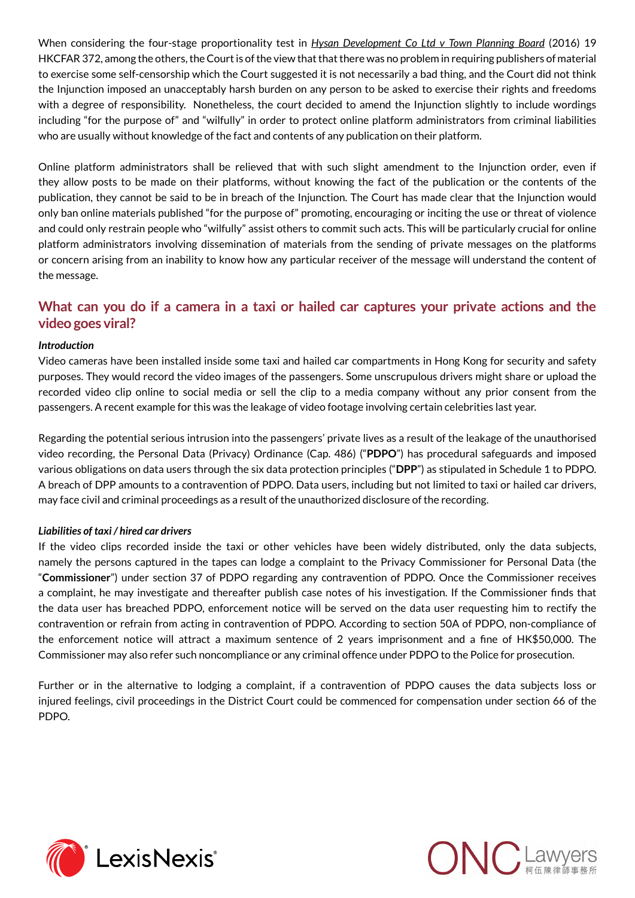When considering the four-stage proportionality test in *Hysan Development Co Ltd v Town Planning Board* (2016) 19 HKCFAR 372, among the others, the Court is of the view that that there was no problem in requiring publishers of material to exercise some self-censorship which the Court suggested it is not necessarily a bad thing, and the Court did not think the Injunction imposed an unacceptably harsh burden on any person to be asked to exercise their rights and freedoms with a degree of responsibility. Nonetheless, the court decided to amend the Injunction slightly to include wordings including "for the purpose of" and "wilfully" in order to protect online platform administrators from criminal liabilities who are usually without knowledge of the fact and contents of any publication on their platform.

Online platform administrators shall be relieved that with such slight amendment to the Injunction order, even if they allow posts to be made on their platforms, without knowing the fact of the publication or the contents of the publication, they cannot be said to be in breach of the Injunction. The Court has made clear that the Injunction would only ban online materials published "for the purpose of" promoting, encouraging or inciting the use or threat of violence and could only restrain people who "wilfully" assist others to commit such acts. This will be particularly crucial for online platform administrators involving dissemination of materials from the sending of private messages on the platforms or concern arising from an inability to know how any particular receiver of the message will understand the content of the message.

## What can you do if a camera in a taxi or hailed car captures your private actions and the video goes viral?

***Introduction***

Video cameras have been installed inside some taxi and hailed car compartments in Hong Kong for security and safety purposes. They would record the video images of the passengers. Some unscrupulous drivers might share or upload the recorded video clip online to social media or sell the clip to a media company without any prior consent from the passengers. A recent example for this was the leakage of video footage involving certain celebrities last year.

Regarding the potential serious intrusion into the passengers' private lives as a result of the leakage of the unauthorised video recording, the Personal Data (Privacy) Ordinance (Cap. 486) ("**PDPO**") has procedural safeguards and imposed various obligations on data users through the six data protection principles ("**DPP**") as stipulated in Schedule 1 to PDPO. A breach of DPP amounts to a contravention of PDPO. Data users, including but not limited to taxi or hailed car drivers, may face civil and criminal proceedings as a result of the unauthorized disclosure of the recording.

***Liabilities of taxi / hired car drivers***

If the video clips recorded inside the taxi or other vehicles have been widely distributed, only the data subjects, namely the persons captured in the tapes can lodge a complaint to the Privacy Commissioner for Personal Data (the "**Commissioner**") under section 37 of PDPO regarding any contravention of PDPO. Once the Commissioner receives a complaint, he may investigate and thereafter publish case notes of his investigation. If the Commissioner finds that the data user has breached PDPO, enforcement notice will be served on the data user requesting him to rectify the contravention or refrain from acting in contravention of PDPO. According to section 50A of PDPO, non-compliance of the enforcement notice will attract a maximum sentence of 2 years imprisonment and a fine of HK$50,000. The Commissioner may also refer such noncompliance or any criminal offence under PDPO to the Police for prosecution.

Further or in the alternative to lodging a complaint, if a contravention of PDPO causes the data subjects loss or injured feelings, civil proceedings in the District Court could be commenced for compensation under section 66 of the PDPO.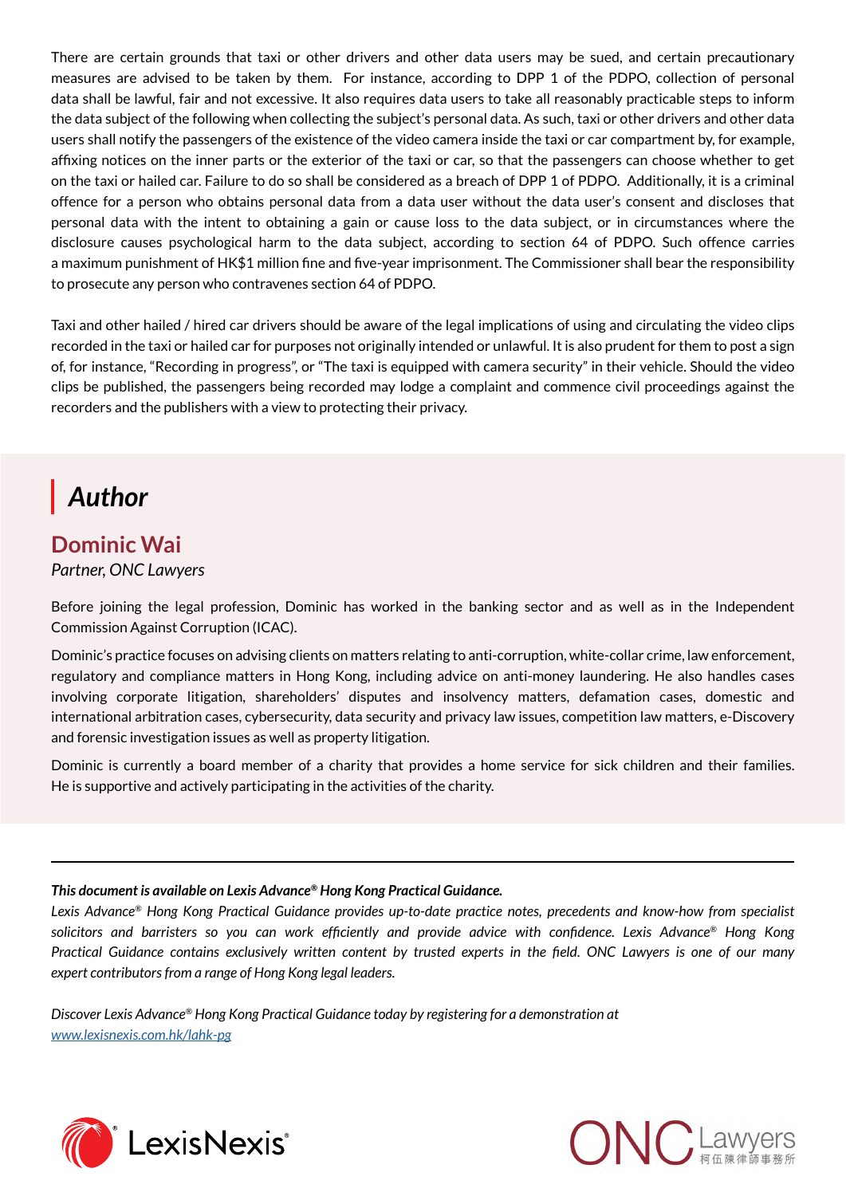There are certain grounds that taxi or other drivers and other data users may be sued, and certain precautionary measures are advised to be taken by them. For instance, according to DPP 1 of the PDPO, collection of personal data shall be lawful, fair and not excessive. It also requires data users to take all reasonably practicable steps to inform the data subject of the following when collecting the subject's personal data. As such, taxi or other drivers and other data users shall notify the passengers of the existence of the video camera inside the taxi or car compartment by, for example, affixing notices on the inner parts or the exterior of the taxi or car, so that the passengers can choose whether to get on the taxi or hailed car. Failure to do so shall be considered as a breach of DPP 1 of PDPO. Additionally, it is a criminal offence for a person who obtains personal data from a data user without the data user's consent and discloses that personal data with the intent to obtaining a gain or cause loss to the data subject, or in circumstances where the disclosure causes psychological harm to the data subject, according to section 64 of PDPO. Such offence carries a maximum punishment of HK$1 million fine and five-year imprisonment. The Commissioner shall bear the responsibility to prosecute any person who contravenes section 64 of PDPO.

Taxi and other hailed / hired car drivers should be aware of the legal implications of using and circulating the video clips recorded in the taxi or hailed car for purposes not originally intended or unlawful. It is also prudent for them to post a sign of, for instance, "Recording in progress", or "The taxi is equipped with camera security" in their vehicle. Should the video clips be published, the passengers being recorded may lodge a complaint and commence civil proceedings against the recorders and the publishers with a view to protecting their privacy.

## *Author*

### Dominic Wai

*Partner, ONC Lawyers*

Before joining the legal profession, Dominic has worked in the banking sector and as well as in the Independent Commission Against Corruption (ICAC).

Dominic's practice focuses on advising clients on matters relating to anti-corruption, white-collar crime, law enforcement, regulatory and compliance matters in Hong Kong, including advice on anti-money laundering. He also handles cases involving corporate litigation, shareholders' disputes and insolvency matters, defamation cases, domestic and international arbitration cases, cybersecurity, data security and privacy law issues, competition law matters, e-Discovery and forensic investigation issues as well as property litigation.

Dominic is currently a board member of a charity that provides a home service for sick children and their families. He is supportive and actively participating in the activities of the charity.

---

***This document is available on Lexis Advance® Hong Kong Practical Guidance.***
*Lexis Advance® Hong Kong Practical Guidance provides up-to-date practice notes, precedents and know-how from specialist solicitors and barristers so you can work efficiently and provide advice with confidence. Lexis Advance® Hong Kong Practical Guidance contains exclusively written content by trusted experts in the field. ONC Lawyers is one of our many expert contributors from a range of Hong Kong legal leaders.*

*Discover Lexis Advance® Hong Kong Practical Guidance today by registering for a demonstration at [www.lexisnexis.com.hk/lahk-pg](www.lexisnexis.com.hk/lahk-pg)*

LexisNexis®

ONC Lawyers 柯伍陳律師事務所